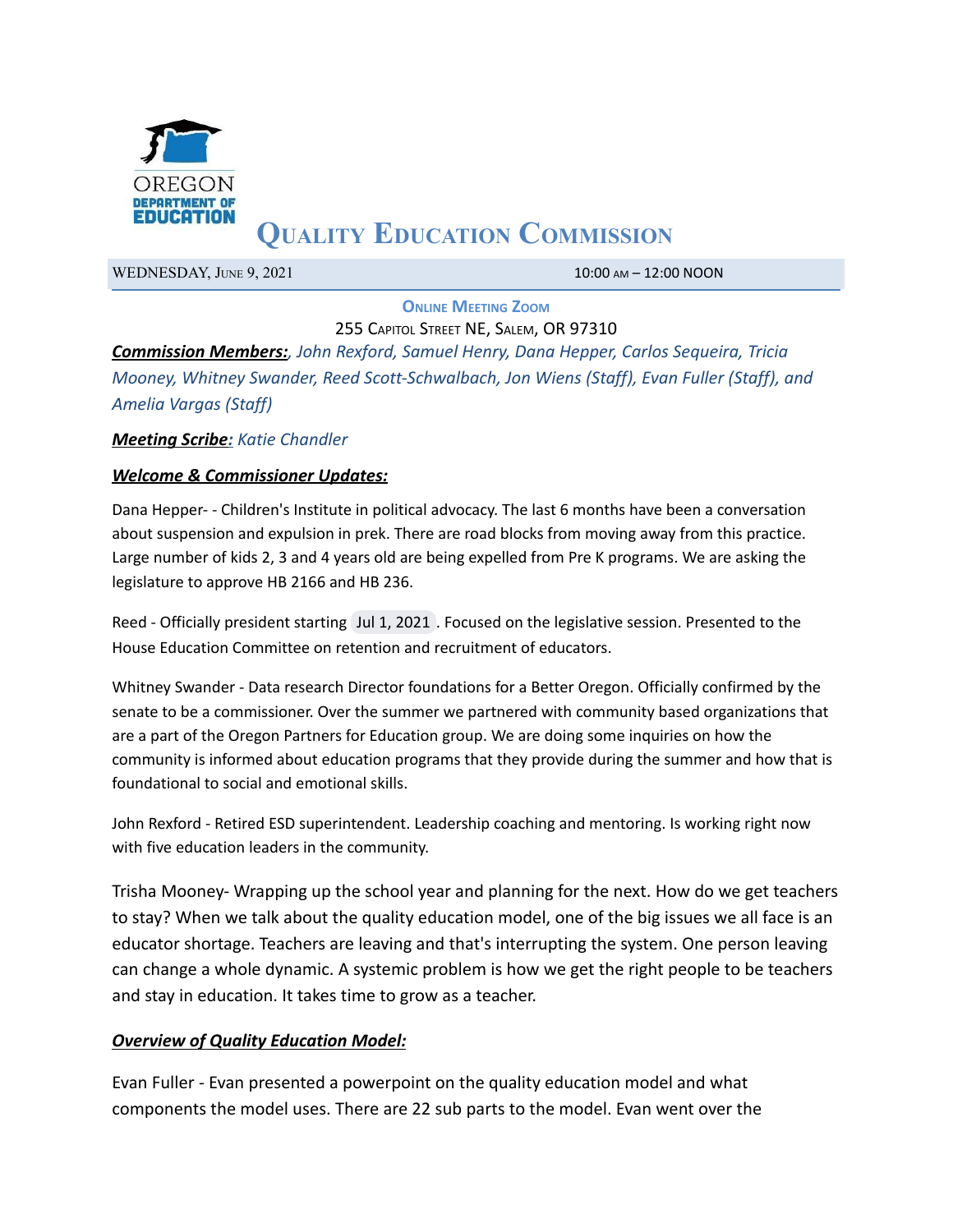OREGON DEPARTMENT OF EDUCATION

# Quality Education Commission

WEDNESDAY, JUNE 9, 2021 10:00 AM – 12:00 NOON

**ONLINE MEETING ZOOM**

255 CAPITOL STREET NE, SALEM, OR 97310

***Commission Members:****, John Rexford, Samuel Henry, Dana Hepper, Carlos Sequeira, Tricia Mooney, Whitney Swander, Reed Scott-Schwalbach, Jon Wiens (Staff), Evan Fuller (Staff), and Amelia Vargas (Staff)*

***Meeting Scribe****: Katie Chandler*

## ***Welcome & Commissioner Updates:***

Dana Hepper- - Children's Institute in political advocacy. The last 6 months have been a conversation about suspension and expulsion in prek. There are road blocks from moving away from this practice. Large number of kids 2, 3 and 4 years old are being expelled from Pre K programs. We are asking the legislature to approve HB 2166 and HB 236.

Reed - Officially president starting Jul 1, 2021. Focused on the legislative session. Presented to the House Education Committee on retention and recruitment of educators.

Whitney Swander - Data research Director foundations for a Better Oregon. Officially confirmed by the senate to be a commissioner. Over the summer we partnered with community based organizations that are a part of the Oregon Partners for Education group. We are doing some inquiries on how the community is informed about education programs that they provide during the summer and how that is foundational to social and emotional skills.

John Rexford - Retired ESD superintendent. Leadership coaching and mentoring. Is working right now with five education leaders in the community.

Trisha Mooney- Wrapping up the school year and planning for the next. How do we get teachers to stay? When we talk about the quality education model, one of the big issues we all face is an educator shortage. Teachers are leaving and that's interrupting the system. One person leaving can change a whole dynamic. A systemic problem is how we get the right people to be teachers and stay in education. It takes time to grow as a teacher.

## ***Overview of Quality Education Model:***

Evan Fuller - Evan presented a powerpoint on the quality education model and what components the model uses. There are 22 sub parts to the model. Evan went over the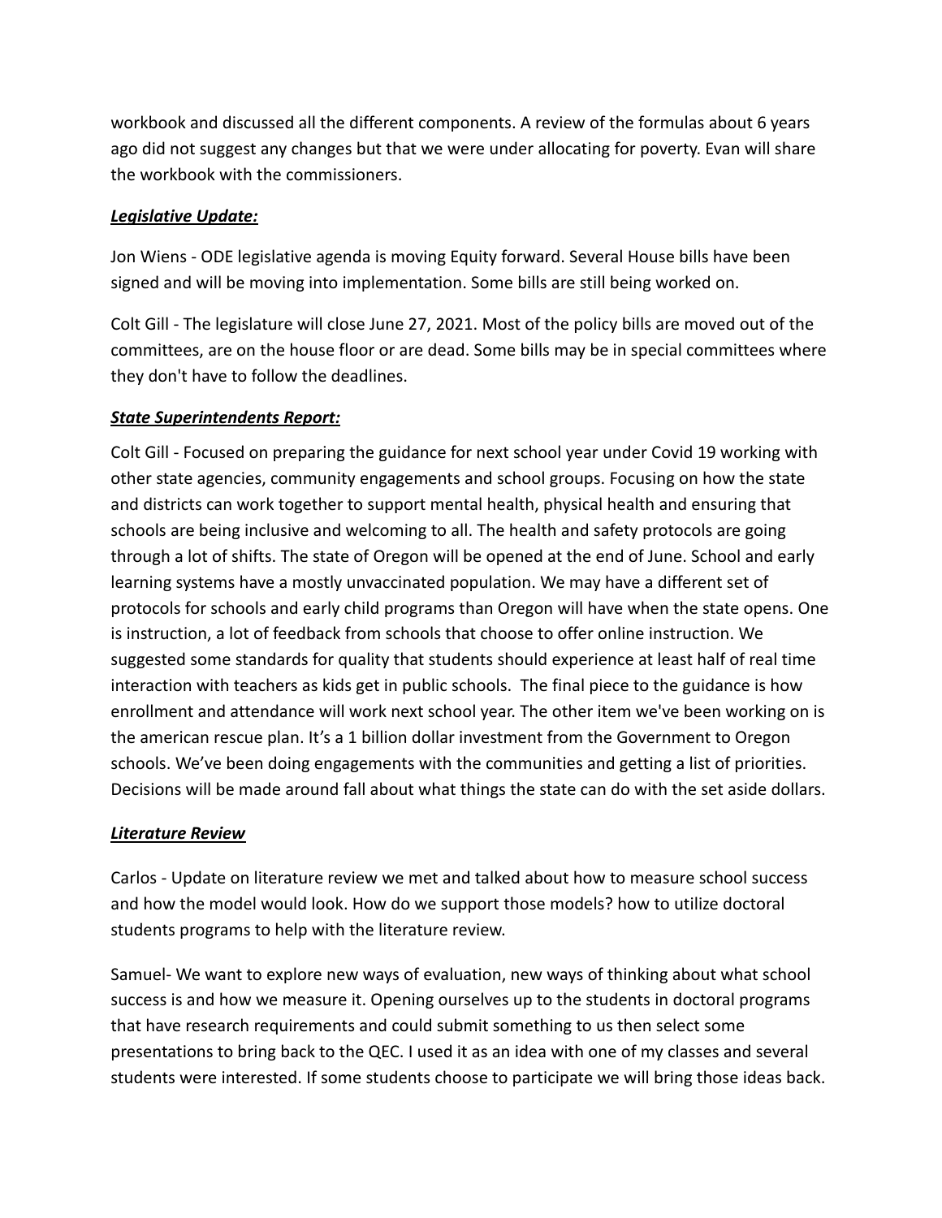workbook and discussed all the different components. A review of the formulas about 6 years ago did not suggest any changes but that we were under allocating for poverty. Evan will share the workbook with the commissioners.

***Legislative Update:***

Jon Wiens - ODE legislative agenda is moving Equity forward. Several House bills have been signed and will be moving into implementation. Some bills are still being worked on.

Colt Gill - The legislature will close June 27, 2021. Most of the policy bills are moved out of the committees, are on the house floor or are dead. Some bills may be in special committees where they don't have to follow the deadlines.

***State Superintendents Report:***

Colt Gill - Focused on preparing the guidance for next school year under Covid 19 working with other state agencies, community engagements and school groups. Focusing on how the state and districts can work together to support mental health, physical health and ensuring that schools are being inclusive and welcoming to all. The health and safety protocols are going through a lot of shifts. The state of Oregon will be opened at the end of June. School and early learning systems have a mostly unvaccinated population. We may have a different set of protocols for schools and early child programs than Oregon will have when the state opens. One is instruction, a lot of feedback from schools that choose to offer online instruction. We suggested some standards for quality that students should experience at least half of real time interaction with teachers as kids get in public schools.  The final piece to the guidance is how enrollment and attendance will work next school year. The other item we've been working on is the american rescue plan. It's a 1 billion dollar investment from the Government to Oregon schools. We've been doing engagements with the communities and getting a list of priorities. Decisions will be made around fall about what things the state can do with the set aside dollars.

***Literature Review***

Carlos - Update on literature review we met and talked about how to measure school success and how the model would look. How do we support those models? how to utilize doctoral students programs to help with the literature review.

Samuel- We want to explore new ways of evaluation, new ways of thinking about what school success is and how we measure it. Opening ourselves up to the students in doctoral programs that have research requirements and could submit something to us then select some presentations to bring back to the QEC. I used it as an idea with one of my classes and several students were interested. If some students choose to participate we will bring those ideas back.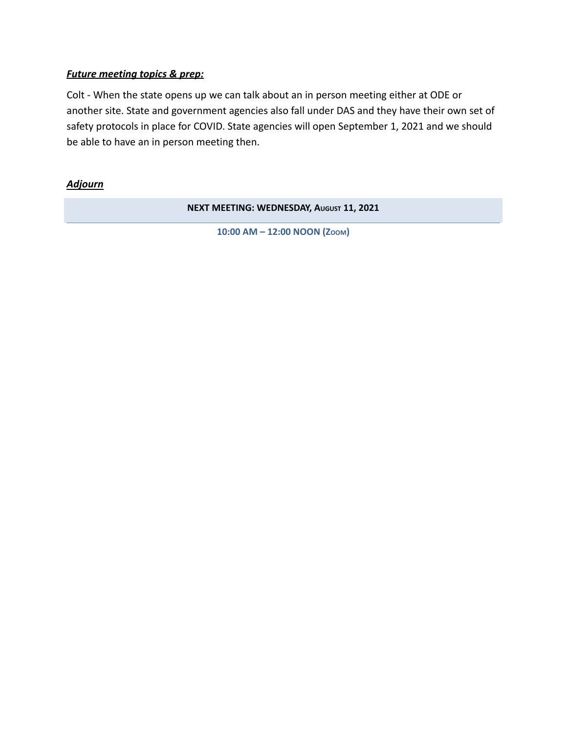***Future meeting topics & prep:***

Colt - When the state opens up we can talk about an in person meeting either at ODE or another site. State and government agencies also fall under DAS and they have their own set of safety protocols in place for COVID. State agencies will open September 1, 2021 and we should be able to have an in person meeting then.

***Adjourn***

**NEXT MEETING: WEDNESDAY, AUGUST 11, 2021**

**10:00 AM – 12:00 NOON (ZOOM)**